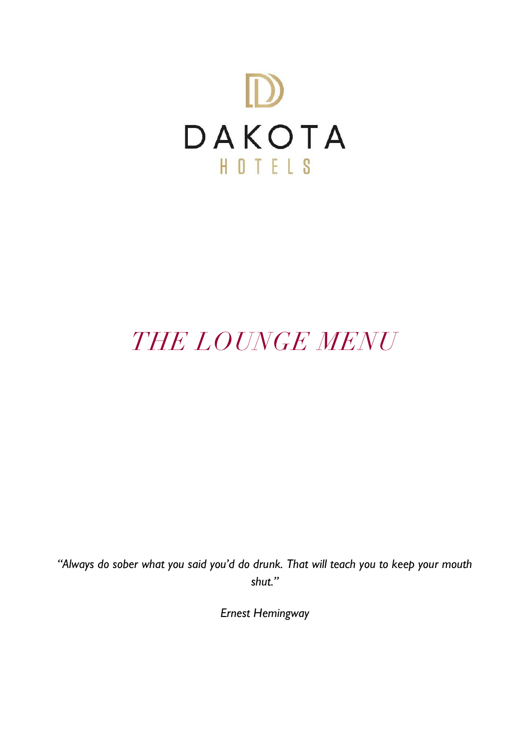DAKOTA

HOTELS

# *THE LOUNGE MENU*

*"Always do sober what you said you'd do drunk. That will teach you to keep your mouth shut."*

*Ernest Hemingway*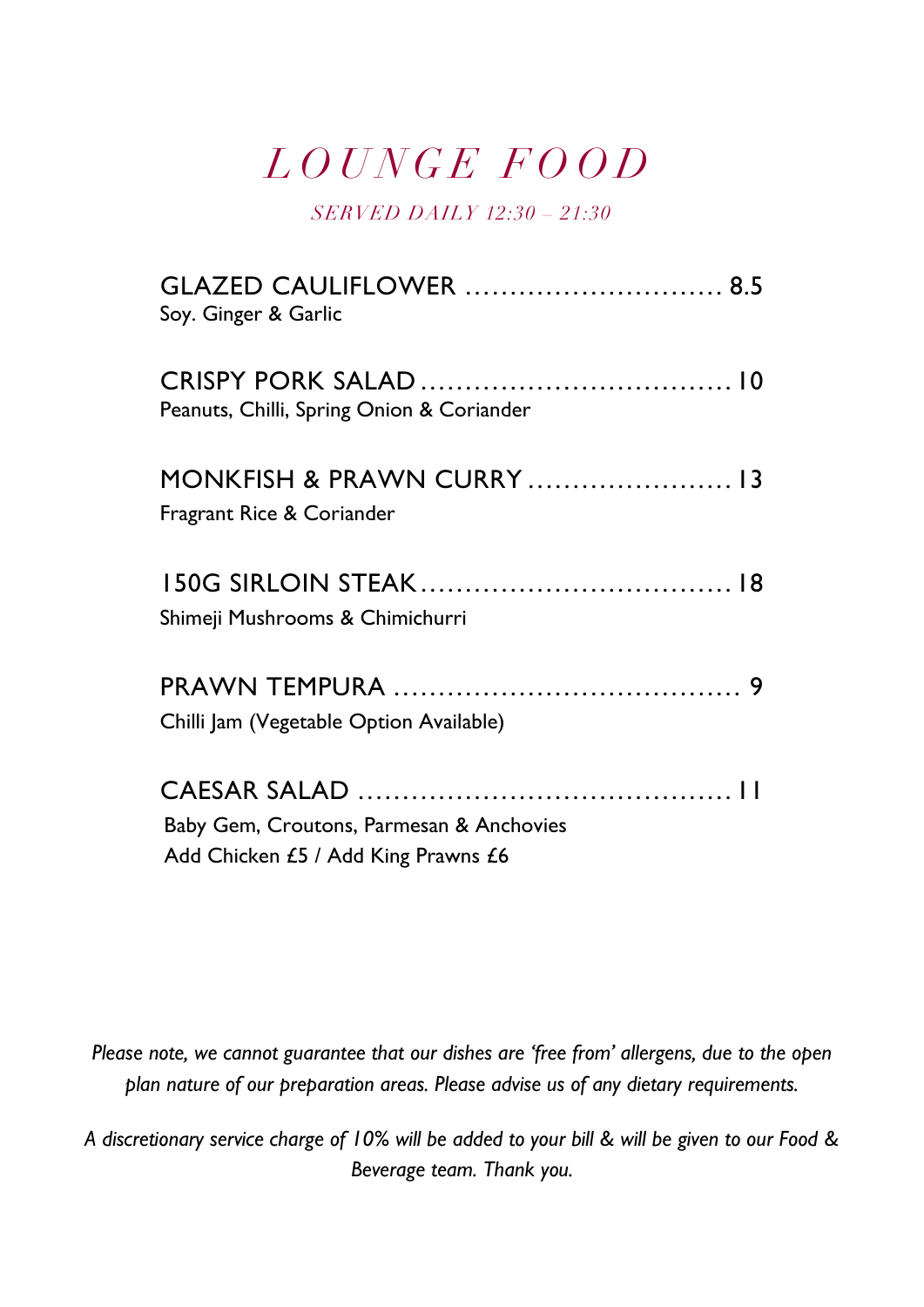# *LOUNGE FOOD*

*SERVED DAILY 12:30 – 21:30*

GLAZED CAULIFLOWER ............................ 8.5
Soy. Ginger & Garlic

CRISPY PORK SALAD .................................. 10
Peanuts, Chilli, Spring Onion & Coriander

MONKFISH & PRAWN CURRY ...................... 13
Fragrant Rice & Coriander

150G SIRLOIN STEAK.................................. 18
Shimeji Mushrooms & Chimichurri

PRAWN TEMPURA ...................................... 9
Chilli Jam (Vegetable Option Available)

CAESAR SALAD ........................................ 11
Baby Gem, Croutons, Parmesan & Anchovies
Add Chicken £5 / Add King Prawns £6

*Please note, we cannot guarantee that our dishes are 'free from' allergens, due to the open plan nature of our preparation areas. Please advise us of any dietary requirements.*

*A discretionary service charge of 10% will be added to your bill & will be given to our Food & Beverage team. Thank you.*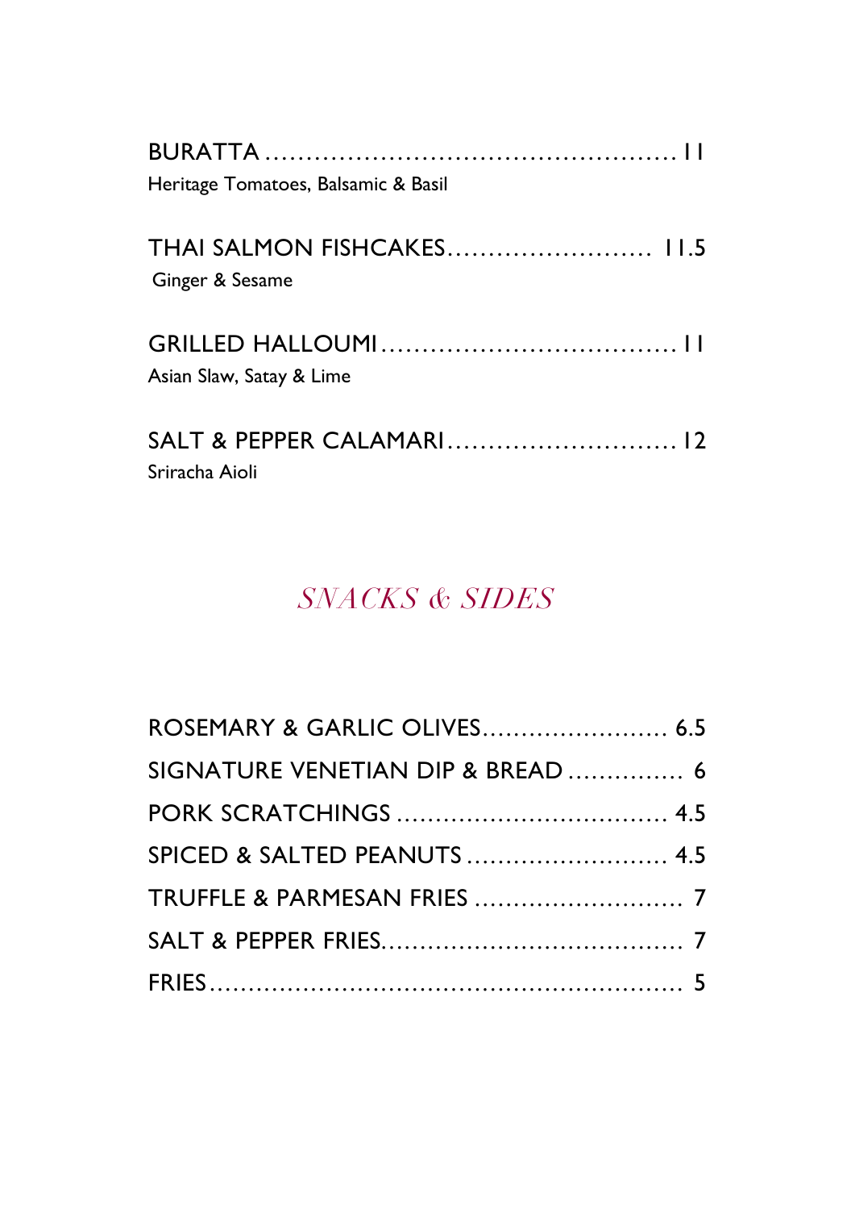BURATTA .................................................. 11
Heritage Tomatoes, Balsamic & Basil

THAI SALMON FISHCAKES......................... 11.5
Ginger & Sesame

GRILLED HALLOUMI.................................... 11
Asian Slaw, Satay & Lime

SALT & PEPPER CALAMARI............................ 12
Sriracha Aioli

## *SNACKS & SIDES*

ROSEMARY & GARLIC OLIVES........................ 6.5
SIGNATURE VENETIAN DIP & BREAD ............... 6
PORK SCRATCHINGS .................................. 4.5
SPICED & SALTED PEANUTS .......................... 4.5
TRUFFLE & PARMESAN FRIES ........................... 7
SALT & PEPPER FRIES....................................... 7
FRIES............................................................ 5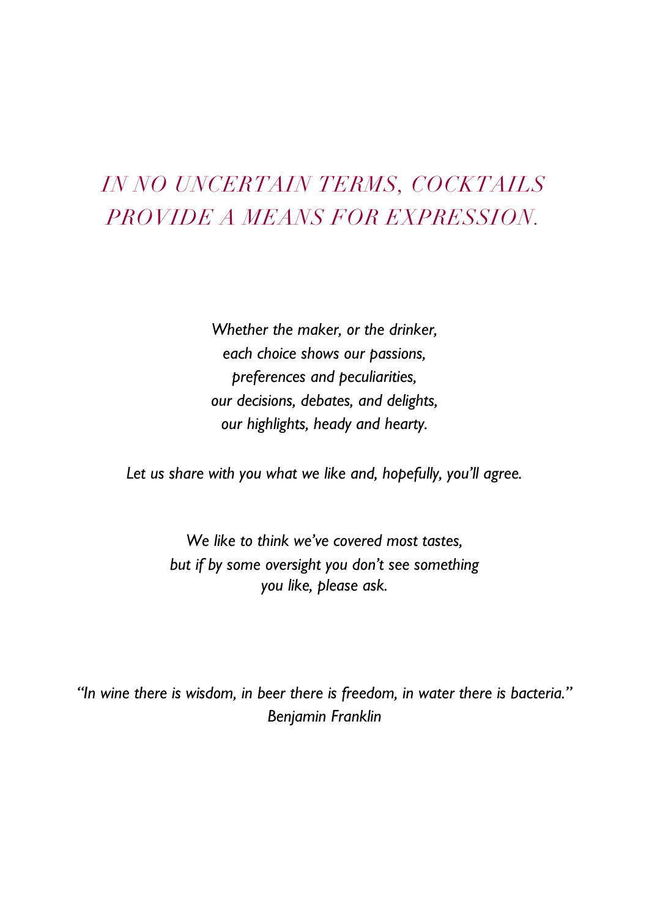# *IN NO UNCERTAIN TERMS, COCKTAILS PROVIDE A MEANS FOR EXPRESSION.*

*Whether the maker, or the drinker,*
*each choice shows our passions,*
*preferences and peculiarities,*
*our decisions, debates, and delights,*
*our highlights, heady and hearty.*

*Let us share with you what we like and, hopefully, you'll agree.*

*We like to think we've covered most tastes,*
*but if by some oversight you don't see something*
*you like, please ask.*

*"In wine there is wisdom, in beer there is freedom, in water there is bacteria."*
*Benjamin Franklin*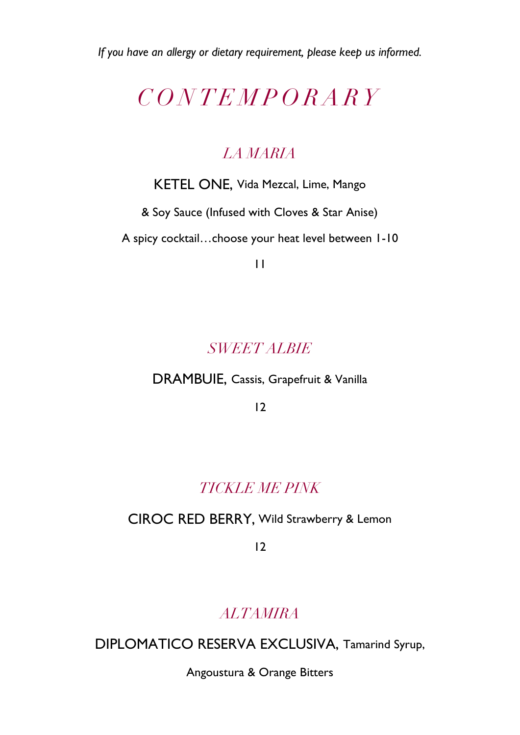*If you have an allergy or dietary requirement, please keep us informed.*

# *CONTEMPORARY*

## *LA MARIA*

KETEL ONE, Vida Mezcal, Lime, Mango

& Soy Sauce (Infused with Cloves & Star Anise)

A spicy cocktail…choose your heat level between 1-10

11

## *SWEET ALBIE*

DRAMBUIE, Cassis, Grapefruit & Vanilla

12

## *TICKLE ME PINK*

CIROC RED BERRY, Wild Strawberry & Lemon

12

## *ALTAMIRA*

DIPLOMATICO RESERVA EXCLUSIVA, Tamarind Syrup,

Angoustura & Orange Bitters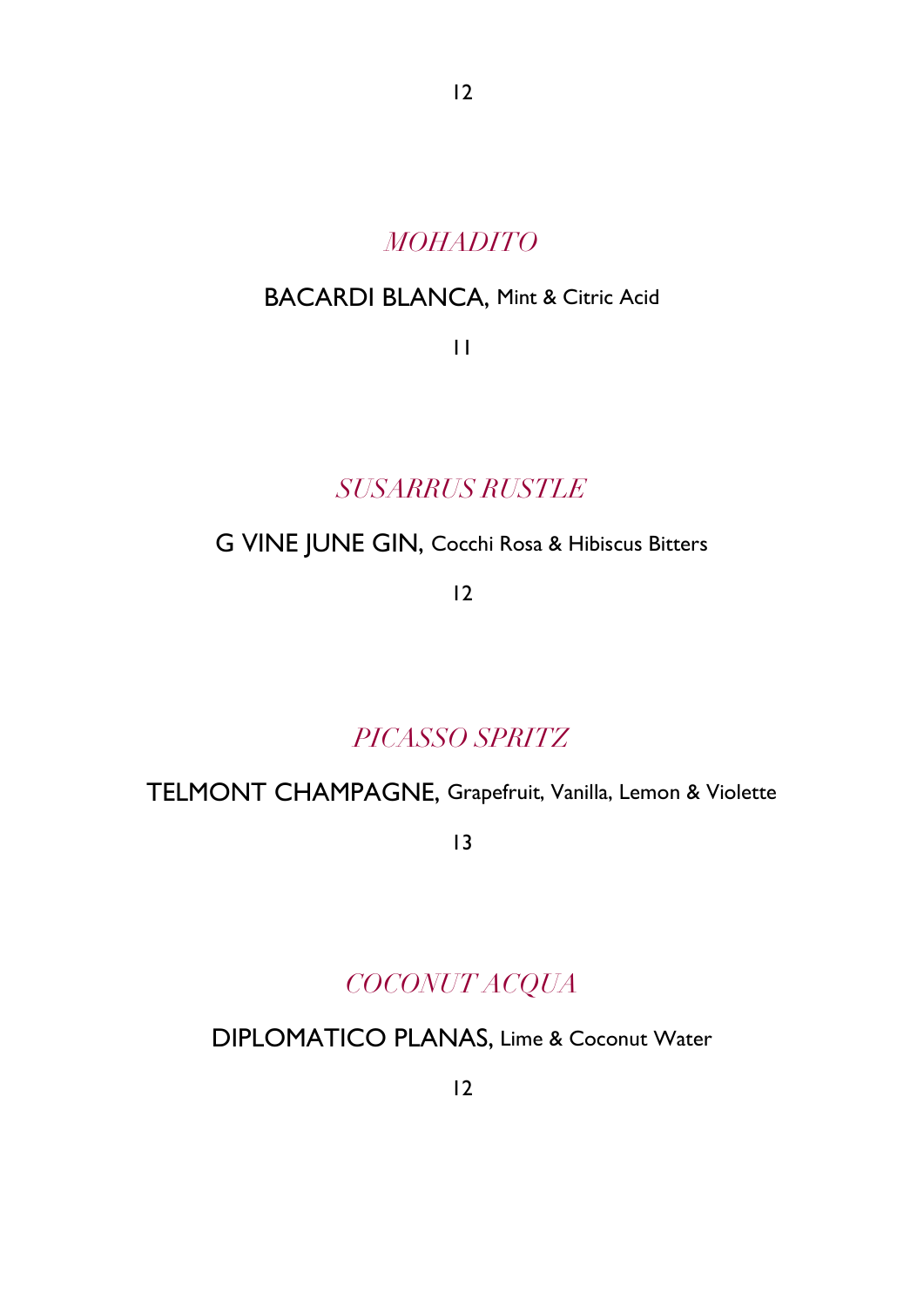12

## *MOHADITO*

BACARDI BLANCA, Mint & Citric Acid

11

## *SUSARRUS RUSTLE*

G VINE JUNE GIN, Cocchi Rosa & Hibiscus Bitters

12

## *PICASSO SPRITZ*

TELMONT CHAMPAGNE, Grapefruit, Vanilla, Lemon & Violette

13

## *COCONUT ACQUA*

DIPLOMATICO PLANAS, Lime & Coconut Water

12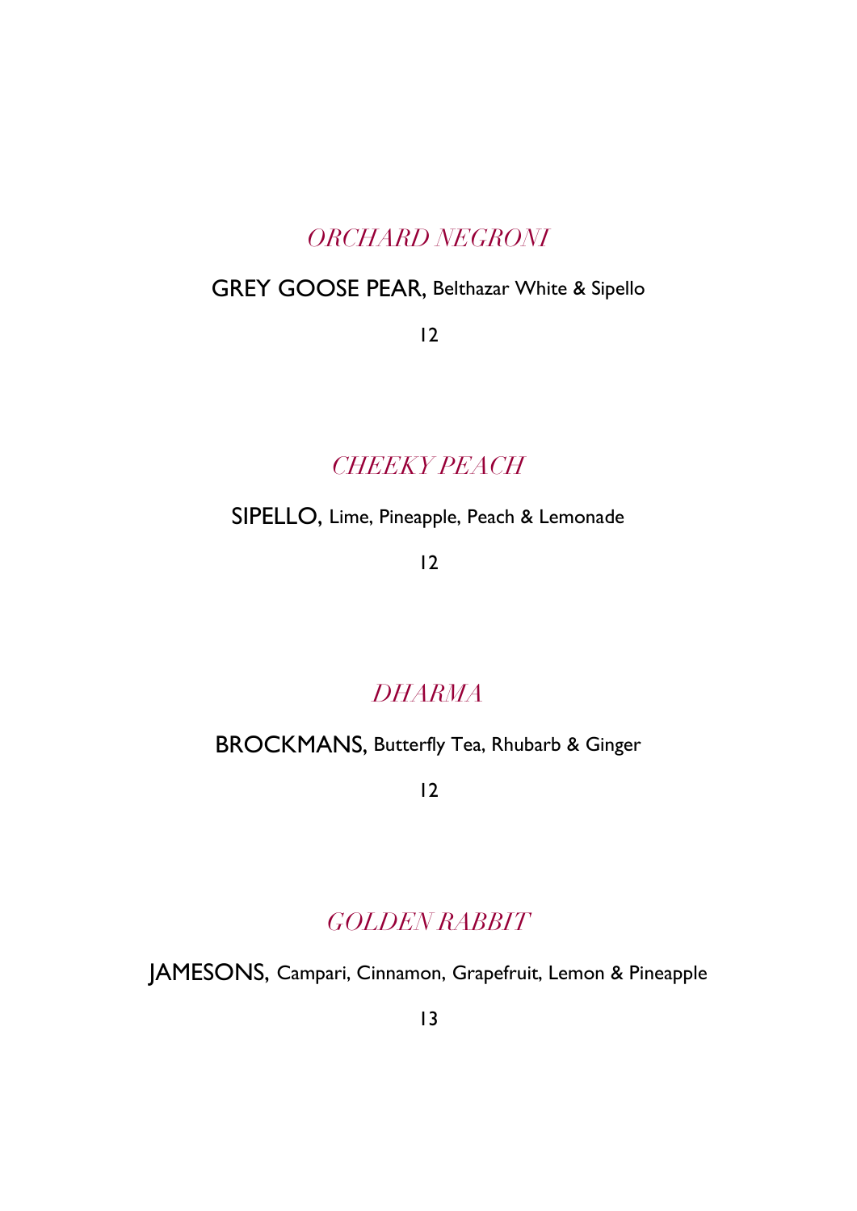## *ORCHARD NEGRONI*

GREY GOOSE PEAR, Belthazar White & Sipello

12

## *CHEEKY PEACH*

SIPELLO, Lime, Pineapple, Peach & Lemonade

12

## *DHARMA*

BROCKMANS, Butterfly Tea, Rhubarb & Ginger

12

## *GOLDEN RABBIT*

JAMESONS, Campari, Cinnamon, Grapefruit, Lemon & Pineapple

13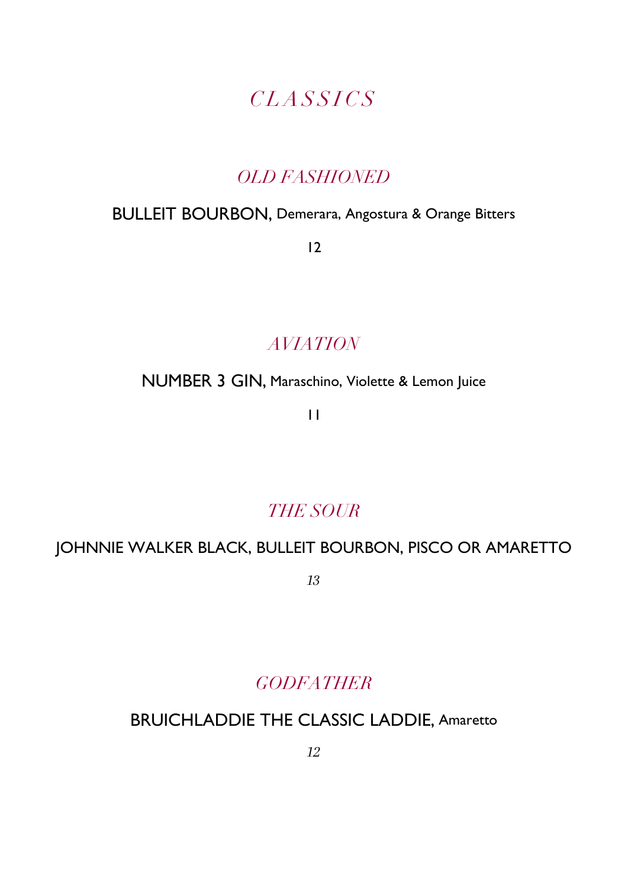# *CLASSICS*

## *OLD FASHIONED*

BULLEIT BOURBON, Demerara, Angostura & Orange Bitters

12

## *AVIATION*

NUMBER 3 GIN, Maraschino, Violette & Lemon Juice

11

## *THE SOUR*

JOHNNIE WALKER BLACK, BULLEIT BOURBON, PISCO OR AMARETTO

*13*

## *GODFATHER*

BRUICHLADDIE THE CLASSIC LADDIE, Amaretto

*12*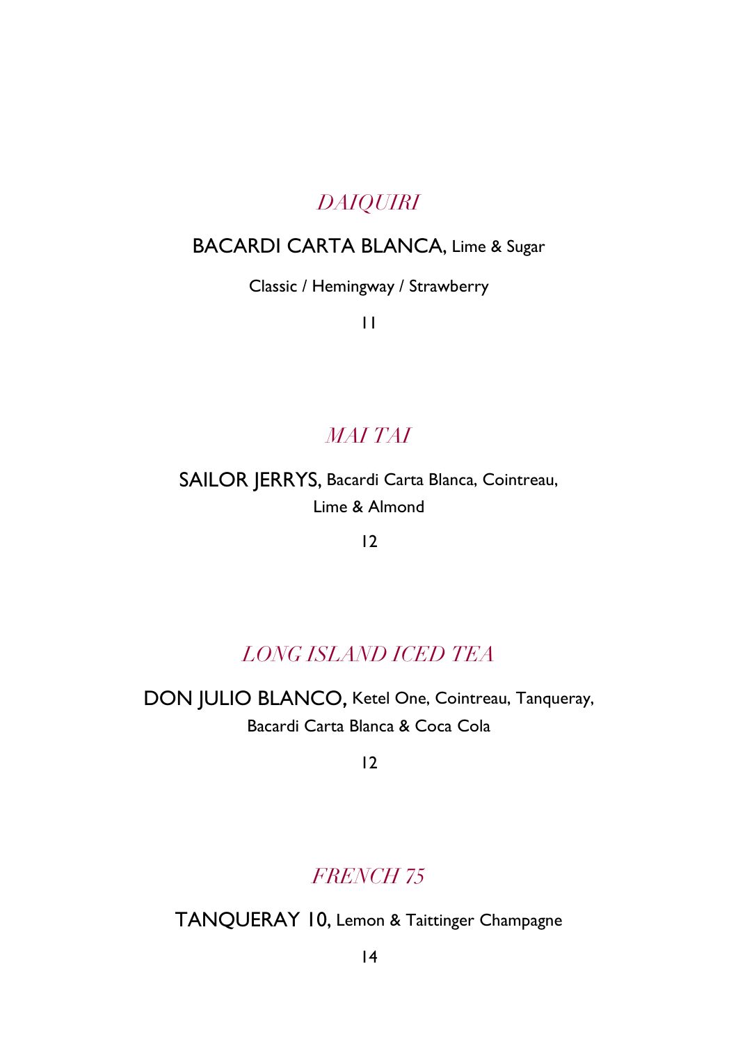## *DAIQUIRI*

BACARDI CARTA BLANCA, Lime & Sugar

Classic / Hemingway / Strawberry

11

## *MAI TAI*

SAILOR JERRYS, Bacardi Carta Blanca, Cointreau, Lime & Almond

12

## *LONG ISLAND ICED TEA*

DON JULIO BLANCO, Ketel One, Cointreau, Tanqueray, Bacardi Carta Blanca & Coca Cola

12

## *FRENCH 75*

TANQUERAY 10, Lemon & Taittinger Champagne

14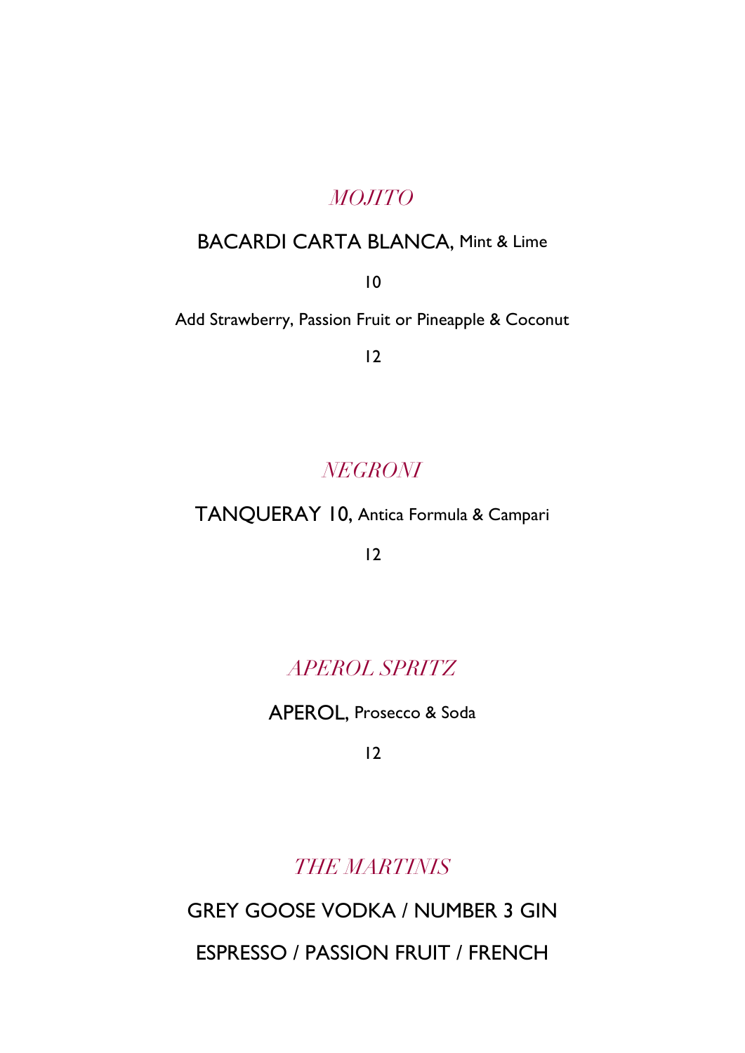## *MOJITO*

BACARDI CARTA BLANCA, Mint & Lime

10

Add Strawberry, Passion Fruit or Pineapple & Coconut

12

## *NEGRONI*

TANQUERAY 10, Antica Formula & Campari

12

## *APEROL SPRITZ*

APEROL, Prosecco & Soda

12

## *THE MARTINIS*

GREY GOOSE VODKA / NUMBER 3 GIN

ESPRESSO / PASSION FRUIT / FRENCH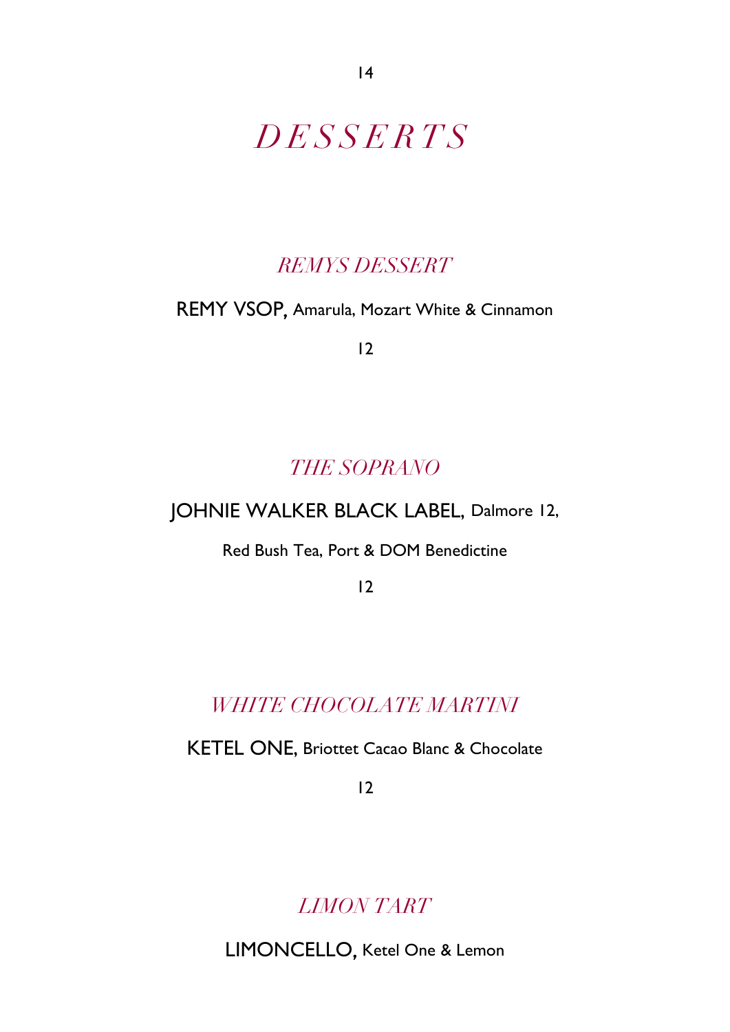# *DESSERTS*

## *REMYS DESSERT*

REMY VSOP, Amarula, Mozart White & Cinnamon

12

## *THE SOPRANO*

JOHNIE WALKER BLACK LABEL, Dalmore 12,

Red Bush Tea, Port & DOM Benedictine

12

## *WHITE CHOCOLATE MARTINI*

KETEL ONE, Briottet Cacao Blanc & Chocolate

12

## *LIMON TART*

LIMONCELLO, Ketel One & Lemon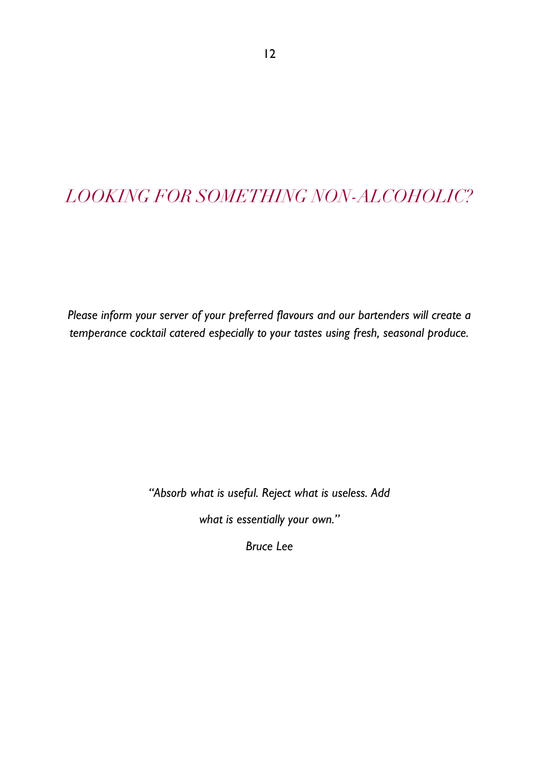# *LOOKING FOR SOMETHING NON-ALCOHOLIC?*

*Please inform your server of your preferred flavours and our bartenders will create a temperance cocktail catered especially to your tastes using fresh, seasonal produce.*

*"Absorb what is useful. Reject what is useless. Add what is essentially your own."*

*Bruce Lee*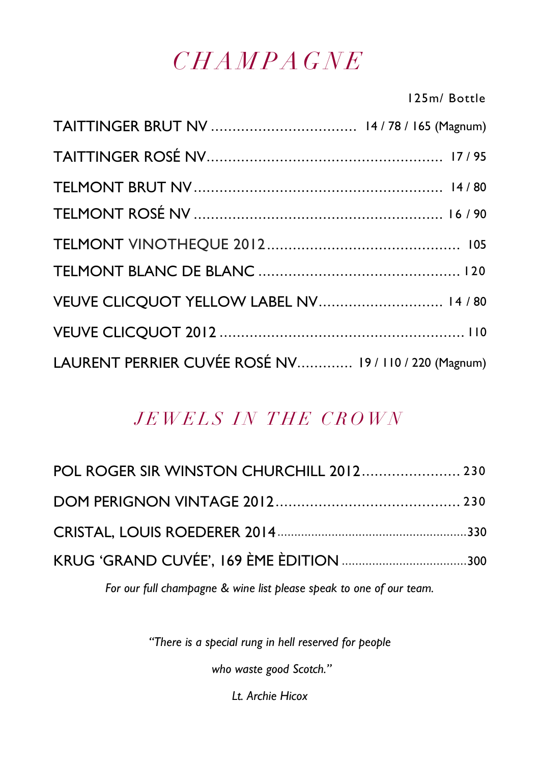# *CHAMPAGNE*

125m/ Bottle

TAITTINGER BRUT NV .................................. 14 / 78 / 165 (Magnum)

TAITTINGER ROSÉ NV...................................................... 17 / 95

TELMONT BRUT NV......................................................... 14 / 80

TELMONT ROSÉ NV ......................................................... 16 / 90

TELMONT VINOTHEQUE 2012............................................. 105

TELMONT BLANC DE BLANC ............................................... 120

VEUVE CLICQUOT YELLOW LABEL NV............................. 14 / 80

VEUVE CLICQUOT 2012 ........................................................ 110

LAURENT PERRIER CUVÉE ROSÉ NV............ 19 / 110 / 220 (Magnum)

## *JEWELS IN THE CROWN*

POL ROGER SIR WINSTON CHURCHILL 2012....................... 230

DOM PERIGNON VINTAGE 2012........................................... 230

CRISTAL, LOUIS ROEDERER 2014........................................................330

KRUG 'GRAND CUVÉE', 169 ÈME ÈDITION ....................................300

*For our full champagne & wine list please speak to one of our team.*

*"There is a special rung in hell reserved for people*

*who waste good Scotch."*

*Lt. Archie Hicox*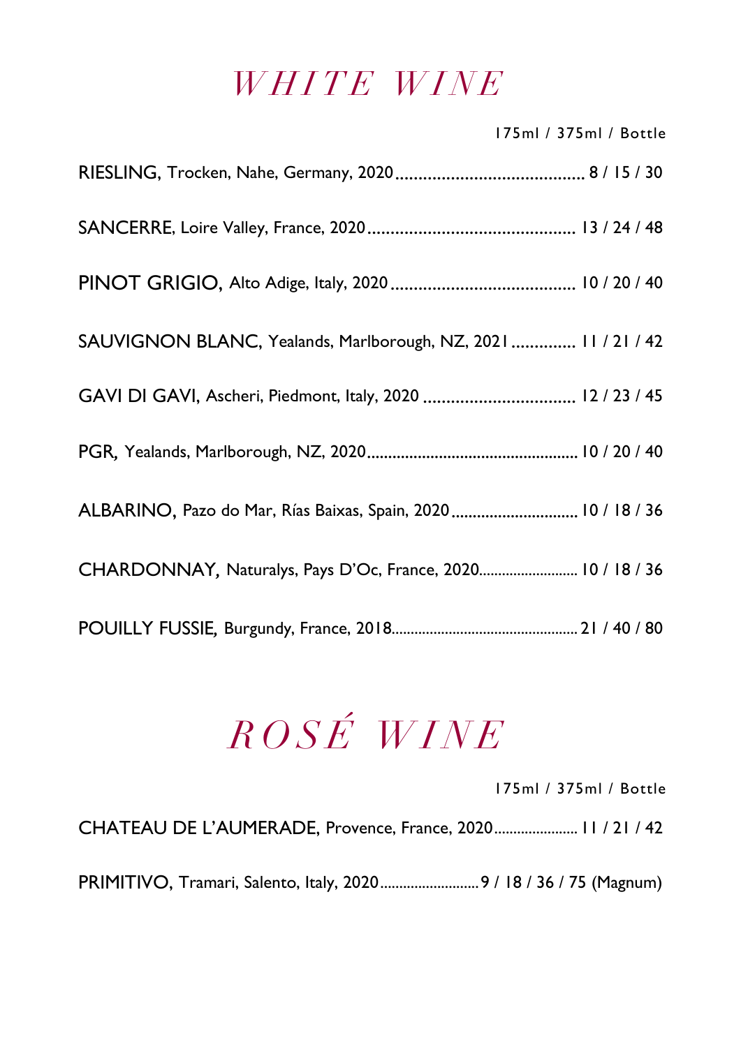# *WHITE WINE*

175ml / 375ml / Bottle

RIESLING, Trocken, Nahe, Germany, 2020 .......................................... 8 / 15 / 30

SANCERRE, Loire Valley, France, 2020 ............................................. 13 / 24 / 48

PINOT GRIGIO, Alto Adige, Italy, 2020 ........................................ 10 / 20 / 40

SAUVIGNON BLANC, Yealands, Marlborough, NZ, 2021 .............. 11 / 21 / 42

GAVI DI GAVI, Ascheri, Piedmont, Italy, 2020 ................................. 12 / 23 / 45

PGR, Yealands, Marlborough, NZ, 2020................................................ 10 / 20 / 40

ALBARINO, Pazo do Mar, Rías Baixas, Spain, 2020 ............................. 10 / 18 / 36

CHARDONNAY, Naturalys, Pays D'Oc, France, 2020.......................... 10 / 18 / 36

POUILLY FUSSIE, Burgundy, France, 2018................................................ 21 / 40 / 80

# *ROSÉ WINE*

175ml / 375ml / Bottle

CHATEAU DE L'AUMERADE, Provence, France, 2020...................... 11 / 21 / 42

PRIMITIVO, Tramari, Salento, Italy, 2020.......................... 9 / 18 / 36 / 75 (Magnum)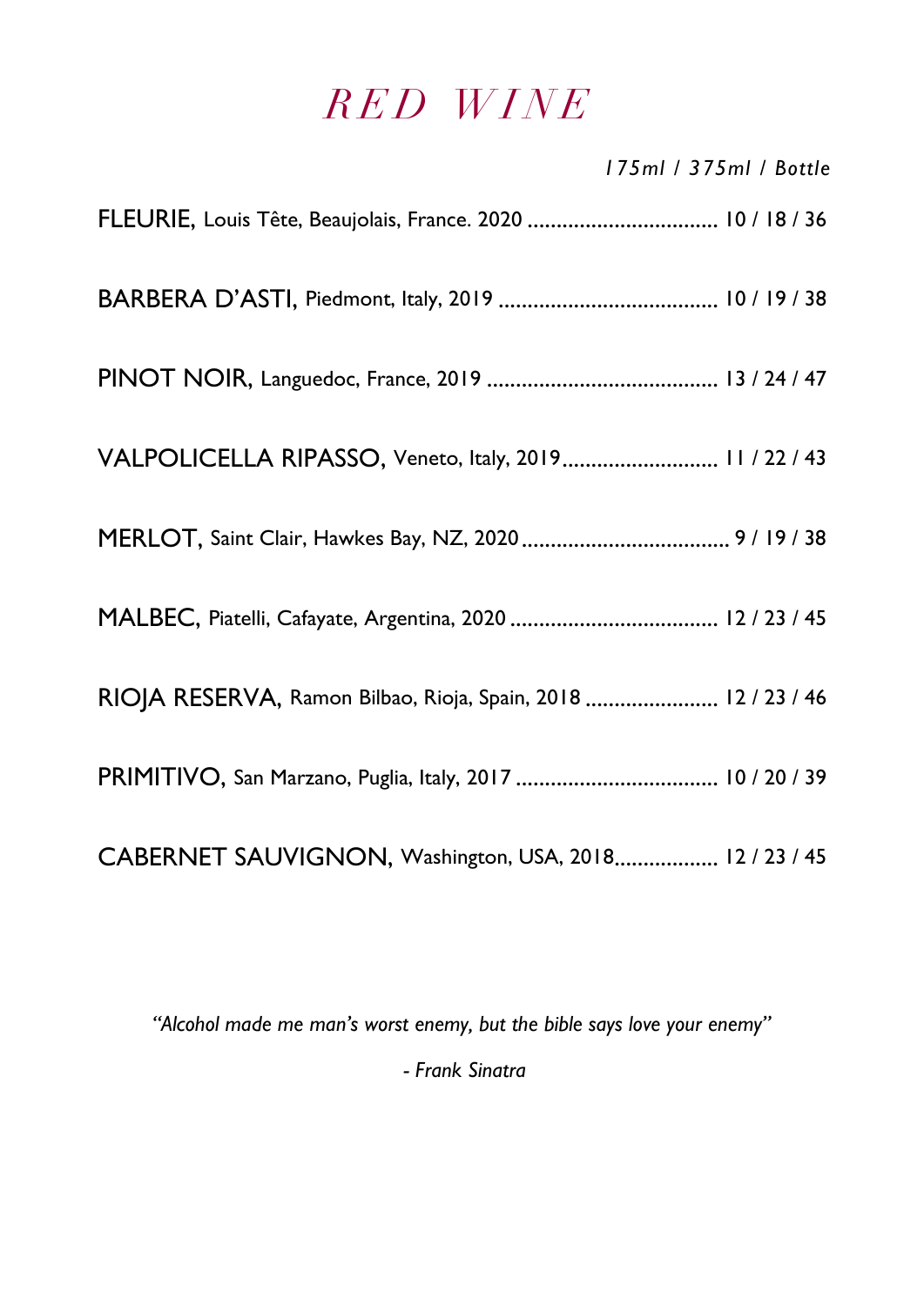# RED WINE

*175ml / 375ml / Bottle*

FLEURIE, Louis Tête, Beaujolais, France. 2020 .................................. 10 / 18 / 36

BARBERA D'ASTI, Piedmont, Italy, 2019 ...................................... 10 / 19 / 38

PINOT NOIR, Languedoc, France, 2019 ........................................ 13 / 24 / 47

VALPOLICELLA RIPASSO, Veneto, Italy, 2019........................... 11 / 22 / 43

MERLOT, Saint Clair, Hawkes Bay, NZ, 2020 .................................... 9 / 19 / 38

MALBEC, Piatelli, Cafayate, Argentina, 2020 .................................... 12 / 23 / 45

RIOJA RESERVA, Ramon Bilbao, Rioja, Spain, 2018 ....................... 12 / 23 / 46

PRIMITIVO, San Marzano, Puglia, Italy, 2017 ................................... 10 / 20 / 39

CABERNET SAUVIGNON, Washington, USA, 2018.................. 12 / 23 / 45

*"Alcohol made me man's worst enemy, but the bible says love your enemy"*

*- Frank Sinatra*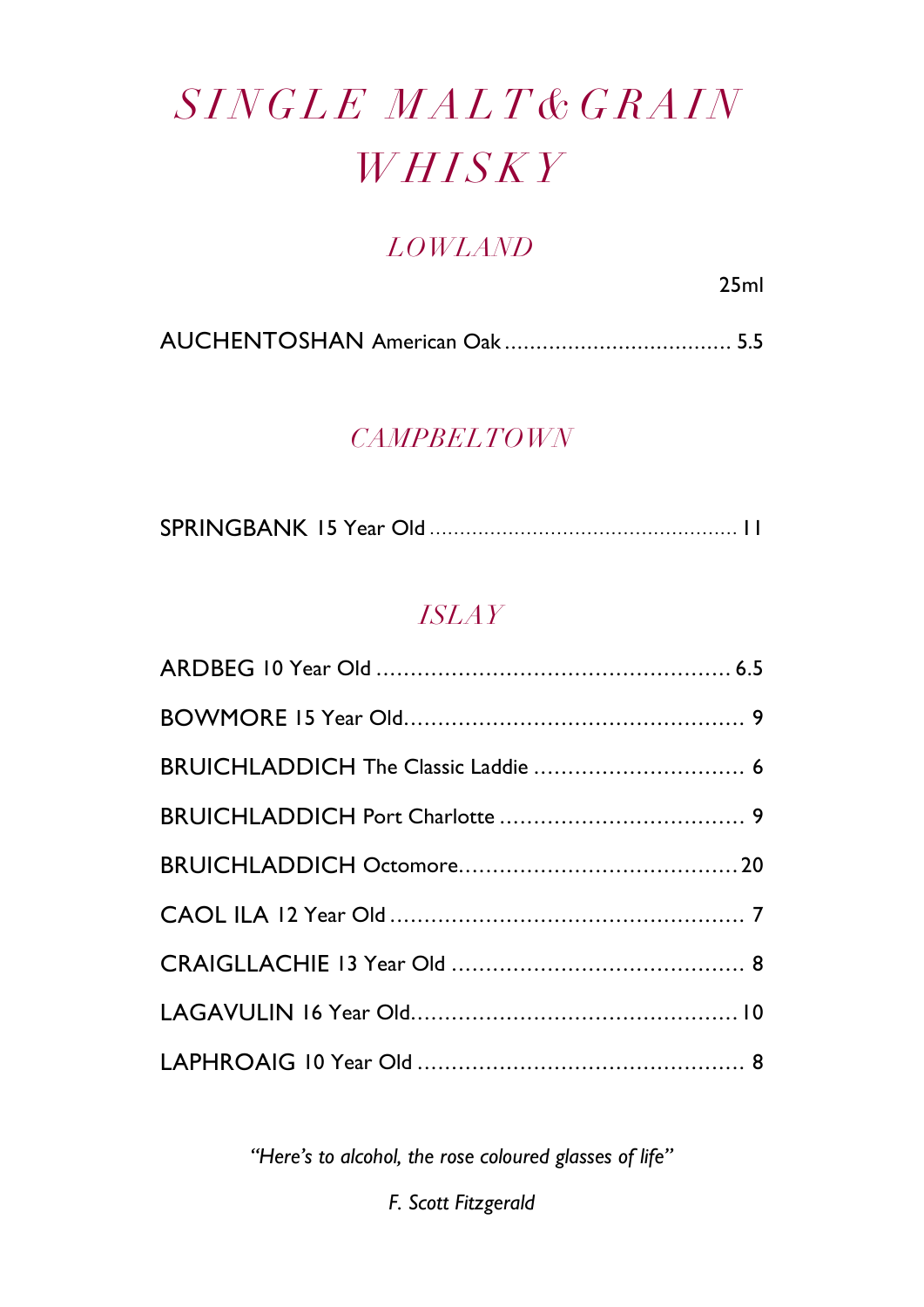# *SINGLE MALT & GRAIN WHISKY*

## *LOWLAND*

| | 25ml |
|---|---|
| AUCHENTOSHAN American Oak | 5.5 |

## *CAMPBELTOWN*

| | |
|---|---|
| SPRINGBANK 15 Year Old | 11 |

## *ISLAY*

| | |
|---|---|
| ARDBEG 10 Year Old | 6.5 |
| BOWMORE 15 Year Old | 9 |
| BRUICHLADDICH The Classic Laddie | 6 |
| BRUICHLADDICH Port Charlotte | 9 |
| BRUICHLADDICH Octomore | 20 |
| CAOL ILA 12 Year Old | 7 |
| CRAIGLLACHIE 13 Year Old | 8 |
| LAGAVULIN 16 Year Old | 10 |
| LAPHROAIG 10 Year Old | 8 |

*"Here's to alcohol, the rose coloured glasses of life"*

*F. Scott Fitzgerald*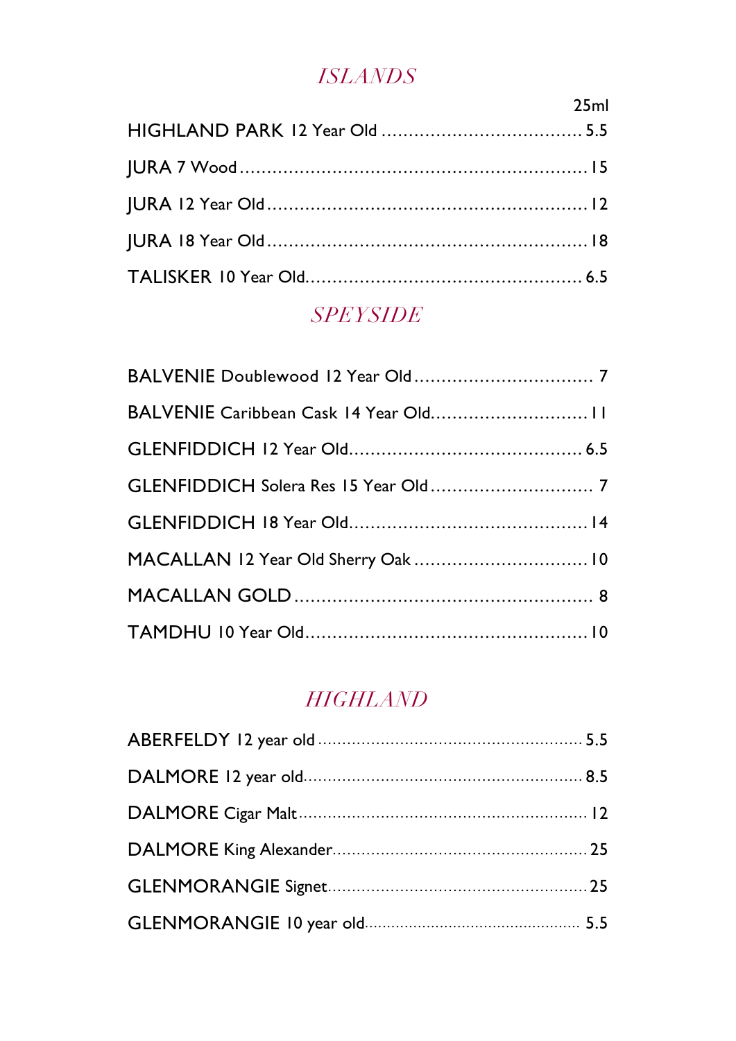## *ISLANDS*

| | 25ml |
|---|---|
| HIGHLAND PARK 12 Year Old | 5.5 |
| JURA 7 Wood | 15 |
| JURA 12 Year Old | 12 |
| JURA 18 Year Old | 18 |
| TALISKER 10 Year Old | 6.5 |

## *SPEYSIDE*

| | |
|---|---|
| BALVENIE Doublewood 12 Year Old | 7 |
| BALVENIE Caribbean Cask 14 Year Old | 11 |
| GLENFIDDICH 12 Year Old | 6.5 |
| GLENFIDDICH Solera Res 15 Year Old | 7 |
| GLENFIDDICH 18 Year Old | 14 |
| MACALLAN 12 Year Old Sherry Oak | 10 |
| MACALLAN GOLD | 8 |
| TAMDHU 10 Year Old | 10 |

## *HIGHLAND*

| | |
|---|---|
| ABERFELDY 12 year old | 5.5 |
| DALMORE 12 year old | 8.5 |
| DALMORE Cigar Malt | 12 |
| DALMORE King Alexander | 25 |
| GLENMORANGIE Signet | 25 |
| GLENMORANGIE 10 year old | 5.5 |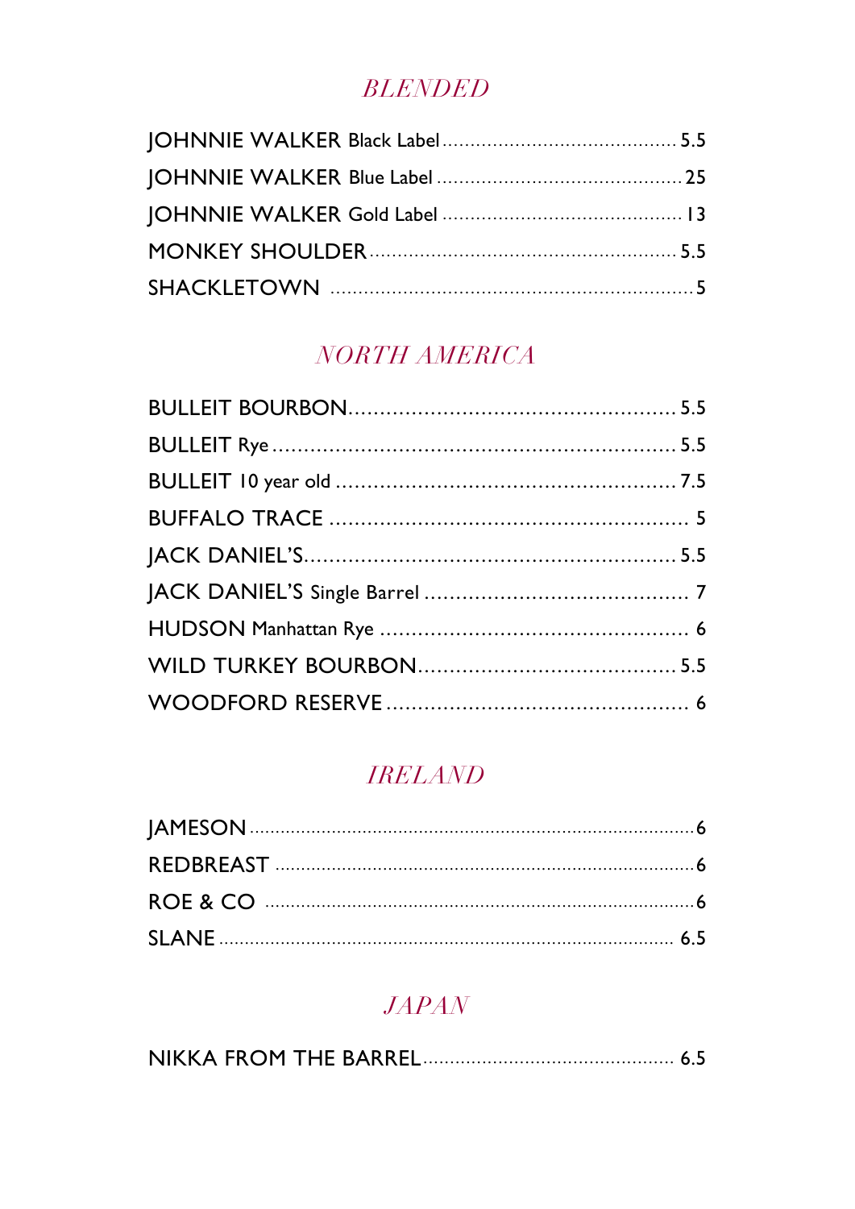## *BLENDED*

| | |
|---|---|
| JOHNNIE WALKER Black Label | 5.5 |
| JOHNNIE WALKER Blue Label | 25 |
| JOHNNIE WALKER Gold Label | 13 |
| MONKEY SHOULDER | 5.5 |
| SHACKLETOWN | 5 |

## *NORTH AMERICA*

| | |
|---|---|
| BULLEIT BOURBON | 5.5 |
| BULLEIT Rye | 5.5 |
| BULLEIT 10 year old | 7.5 |
| BUFFALO TRACE | 5 |
| JACK DANIEL'S | 5.5 |
| JACK DANIEL'S Single Barrel | 7 |
| HUDSON Manhattan Rye | 6 |
| WILD TURKEY BOURBON | 5.5 |
| WOODFORD RESERVE | 6 |

## *IRELAND*

| | |
|---|---|
| JAMESON | 6 |
| REDBREAST | 6 |
| ROE & CO | 6 |
| SLANE | 6.5 |

## *JAPAN*

| | |
|---|---|
| NIKKA FROM THE BARREL | 6.5 |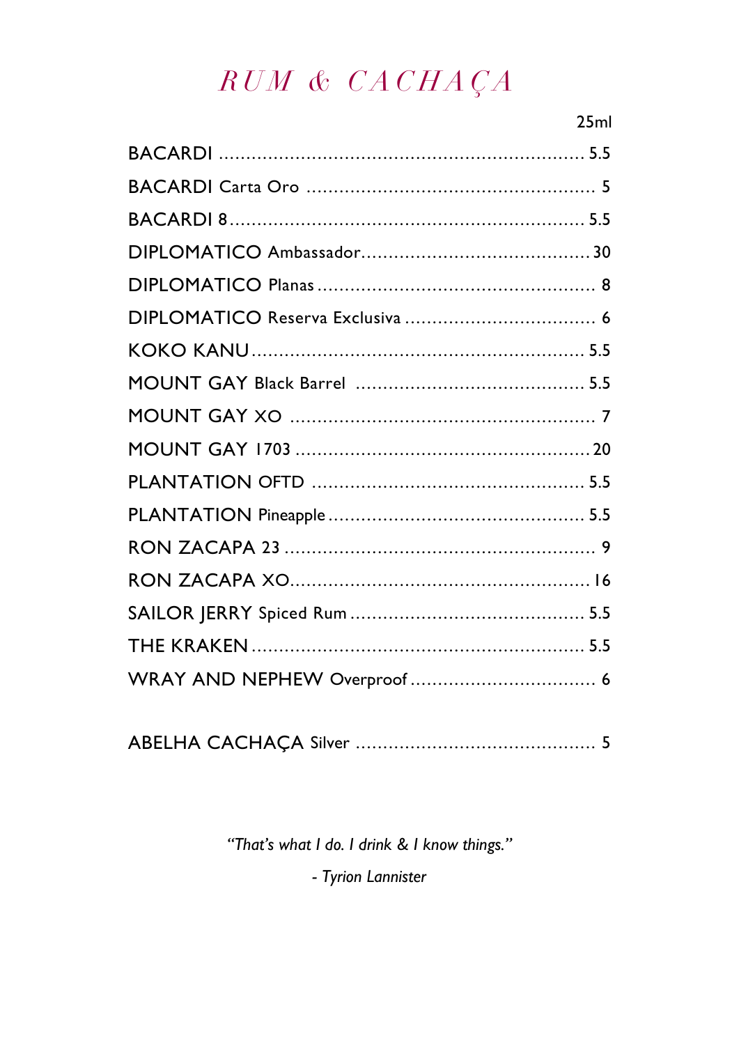# RUM & CACHAÇA

| | 25ml |
|---|---|
| BACARDI | 5.5 |
| BACARDI Carta Oro | 5 |
| BACARDI 8 | 5.5 |
| DIPLOMATICO Ambassador | 30 |
| DIPLOMATICO Planas | 8 |
| DIPLOMATICO Reserva Exclusiva | 6 |
| KOKO KANU | 5.5 |
| MOUNT GAY Black Barrel | 5.5 |
| MOUNT GAY XO | 7 |
| MOUNT GAY 1703 | 20 |
| PLANTATION OFTD | 5.5 |
| PLANTATION Pineapple | 5.5 |
| RON ZACAPA 23 | 9 |
| RON ZACAPA XO | 16 |
| SAILOR JERRY Spiced Rum | 5.5 |
| THE KRAKEN | 5.5 |
| WRAY AND NEPHEW Overproof | 6 |
| | |
| ABELHA CACHAÇA Silver | 5 |

*"That's what I do. I drink & I know things."*

*- Tyrion Lannister*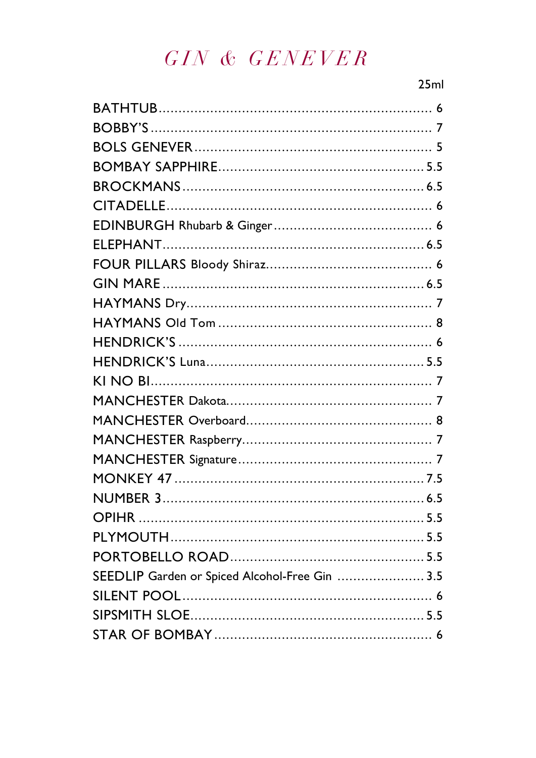# *GIN & GENEVER*

| | 25ml |
|---|---|
| BATHTUB | 6 |
| BOBBY'S | 7 |
| BOLS GENEVER | 5 |
| BOMBAY SAPPHIRE | 5.5 |
| BROCKMANS | 6.5 |
| CITADELLE | 6 |
| EDINBURGH Rhubarb & Ginger | 6 |
| ELEPHANT | 6.5 |
| FOUR PILLARS Bloody Shiraz | 6 |
| GIN MARE | 6.5 |
| HAYMANS Dry | 7 |
| HAYMANS Old Tom | 8 |
| HENDRICK'S | 6 |
| HENDRICK'S Luna | 5.5 |
| KI NO BI | 7 |
| MANCHESTER Dakota | 7 |
| MANCHESTER Overboard | 8 |
| MANCHESTER Raspberry | 7 |
| MANCHESTER Signature | 7 |
| MONKEY 47 | 7.5 |
| NUMBER 3 | 6.5 |
| OPIHR | 5.5 |
| PLYMOUTH | 5.5 |
| PORTOBELLO ROAD | 5.5 |
| SEEDLIP Garden or Spiced Alcohol-Free Gin | 3.5 |
| SILENT POOL | 6 |
| SIPSMITH SLOE | 5.5 |
| STAR OF BOMBAY | 6 |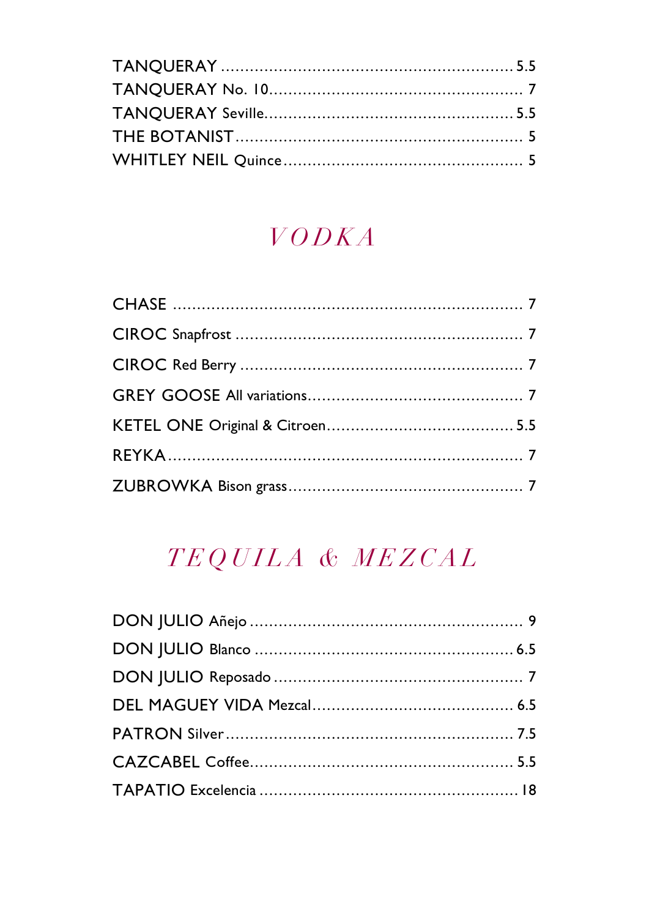TANQUERAY .......... 5.5
TANQUERAY No. 10.......... 7
TANQUERAY Seville.......... 5.5
THE BOTANIST.......... 5
WHITLEY NEIL Quince.......... 5

## *VODKA*

CHASE .......... 7
CIROC Snapfrost .......... 7
CIROC Red Berry .......... 7
GREY GOOSE All variations.......... 7
KETEL ONE Original & Citroen.......... 5.5
REYKA.......... 7
ZUBROWKA Bison grass.......... 7

## *TEQUILA & MEZCAL*

DON JULIO Añejo .......... 9
DON JULIO Blanco .......... 6.5
DON JULIO Reposado .......... 7
DEL MAGUEY VIDA Mezcal.......... 6.5
PATRON Silver.......... 7.5
CAZCABEL Coffee.......... 5.5
TAPATIO Excelencia .......... 18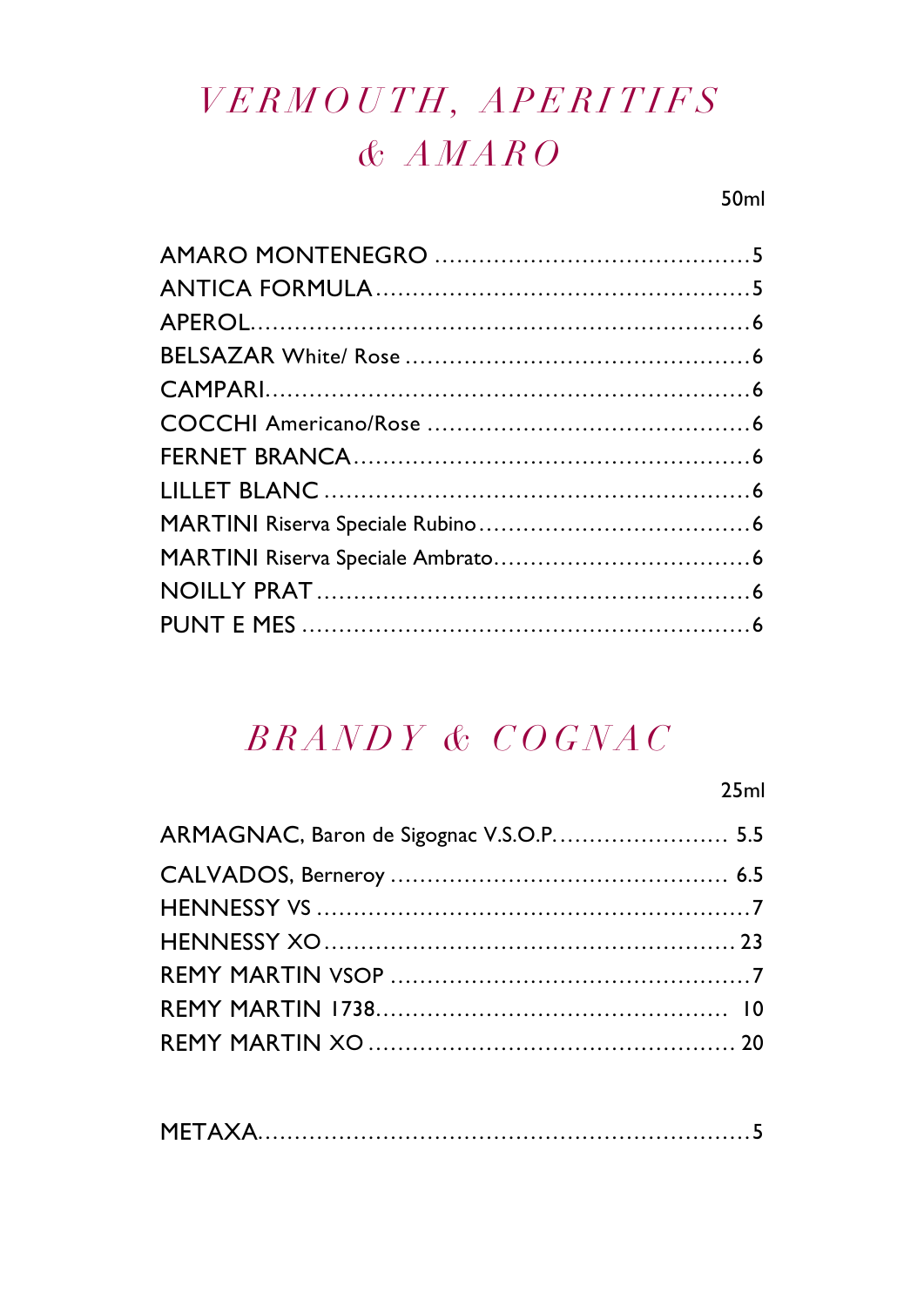# *VERMOUTH, APERITIFS & AMARO*

| | 50ml |
|---|---|
| AMARO MONTENEGRO | 5 |
| ANTICA FORMULA | 5 |
| APEROL | 6 |
| BELSAZAR White/ Rose | 6 |
| CAMPARI | 6 |
| COCCHI Americano/Rose | 6 |
| FERNET BRANCA | 6 |
| LILLET BLANC | 6 |
| MARTINI Riserva Speciale Rubino | 6 |
| MARTINI Riserva Speciale Ambrato | 6 |
| NOILLY PRAT | 6 |
| PUNT E MES | 6 |

# *BRANDY & COGNAC*

| | 25ml |
|---|---|
| ARMAGNAC, Baron de Sigognac V.S.O.P. | 5.5 |
| CALVADOS, Berneroy | 6.5 |
| HENNESSY VS | 7 |
| HENNESSY XO | 23 |
| REMY MARTIN VSOP | 7 |
| REMY MARTIN 1738 | 10 |
| REMY MARTIN XO | 20 |
| METAXA | 5 |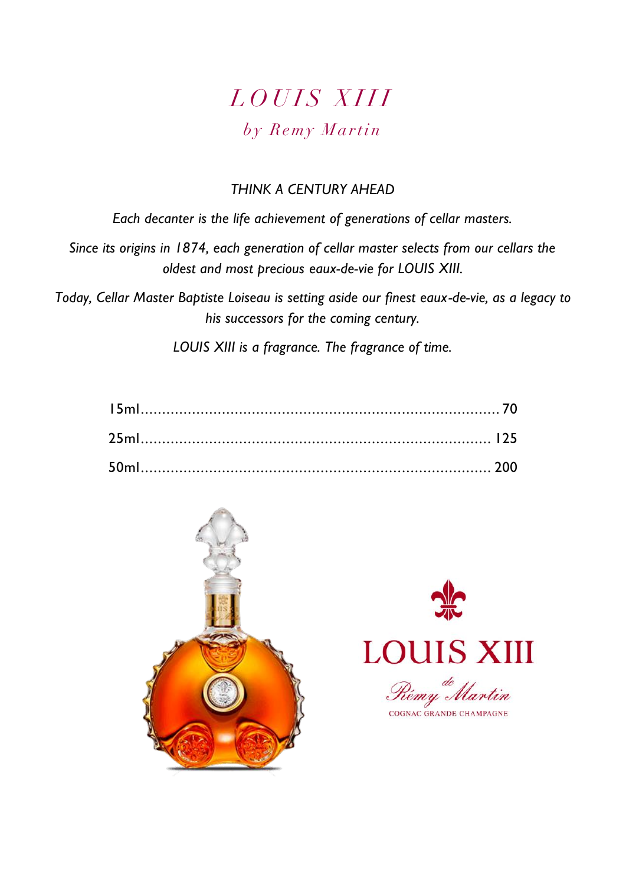# *LOUIS XIII*

## *by Remy Martin*

*THINK A CENTURY AHEAD*

*Each decanter is the life achievement of generations of cellar masters.*

*Since its origins in 1874, each generation of cellar master selects from our cellars the oldest and most precious eaux-de-vie for LOUIS XIII.*

*Today, Cellar Master Baptiste Loiseau is setting aside our finest eaux-de-vie, as a legacy to his successors for the coming century.*

*LOUIS XIII is a fragrance. The fragrance of time.*

| | |
|---|---|
| 15ml | 70 |
| 25ml | 125 |
| 50ml | 200 |

LOUIS XIII

de Rémy Martin

COGNAC GRANDE CHAMPAGNE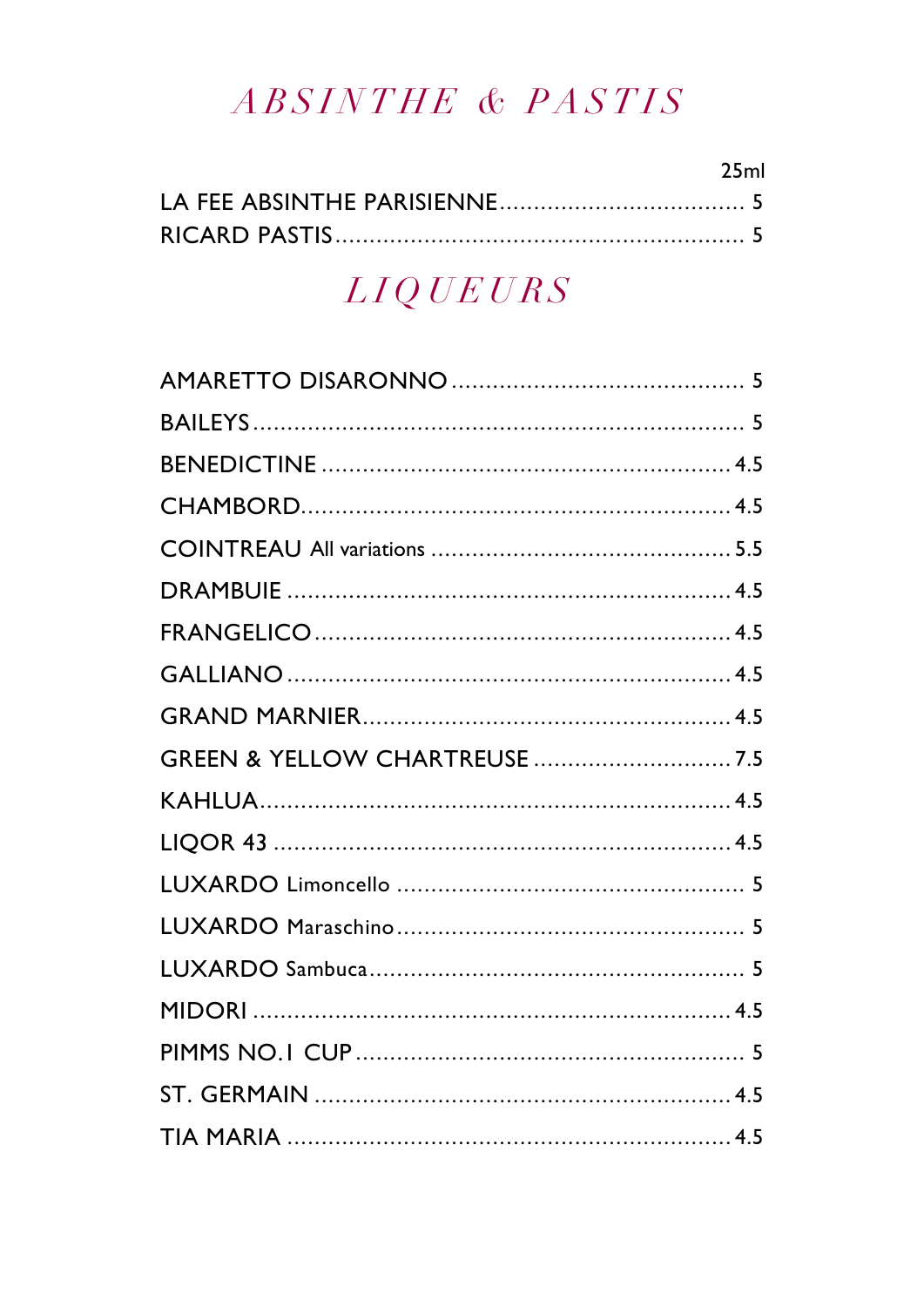# *ABSINTHE & PASTIS*

| | 25ml |
|---|---|
| LA FEE ABSINTHE PARISIENNE | 5 |
| RICARD PASTIS | 5 |

# *LIQUEURS*

| | |
|---|---|
| AMARETTO DISARONNO | 5 |
| BAILEYS | 5 |
| BENEDICTINE | 4.5 |
| CHAMBORD | 4.5 |
| COINTREAU All variations | 5.5 |
| DRAMBUIE | 4.5 |
| FRANGELICO | 4.5 |
| GALLIANO | 4.5 |
| GRAND MARNIER | 4.5 |
| GREEN & YELLOW CHARTREUSE | 7.5 |
| KAHLUA | 4.5 |
| LIQOR 43 | 4.5 |
| LUXARDO Limoncello | 5 |
| LUXARDO Maraschino | 5 |
| LUXARDO Sambuca | 5 |
| MIDORI | 4.5 |
| PIMMS NO.1 CUP | 5 |
| ST. GERMAIN | 4.5 |
| TIA MARIA | 4.5 |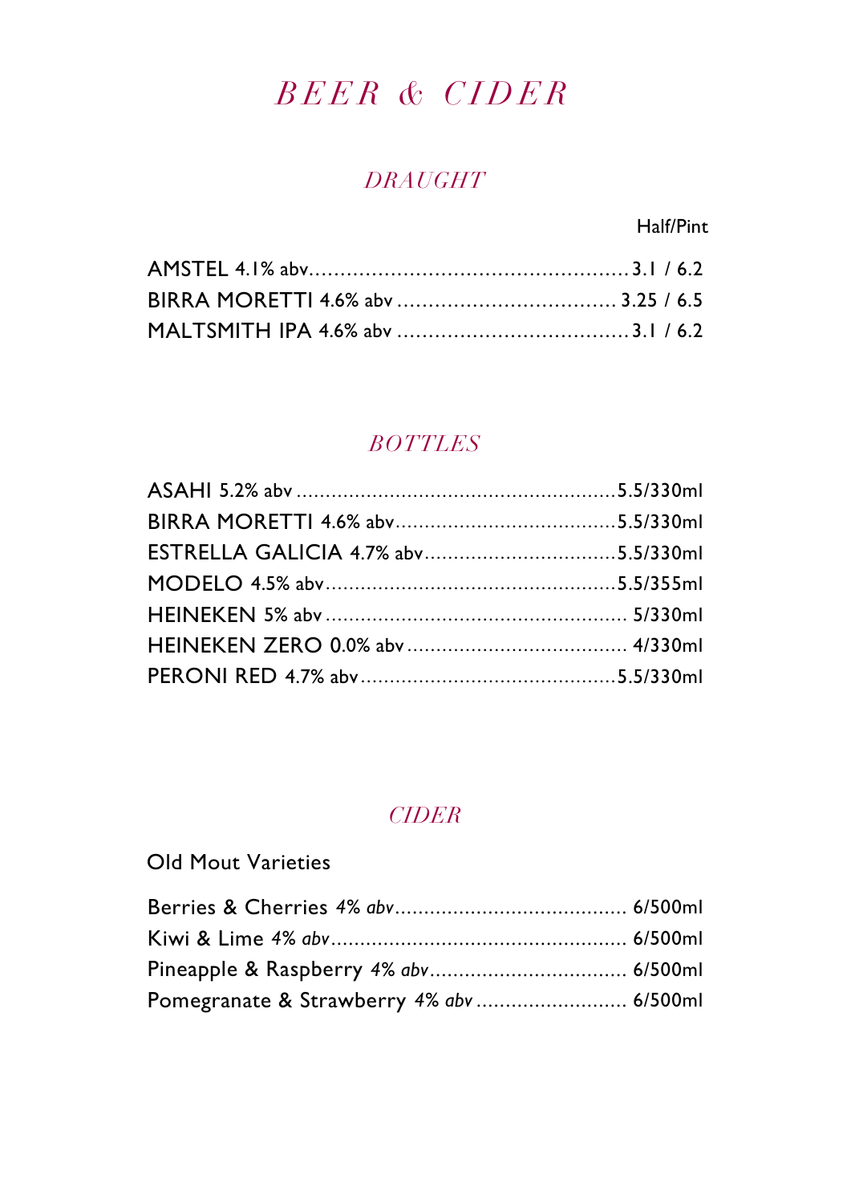# *BEER & CIDER*

## *DRAUGHT*

Half/Pint

AMSTEL 4.1% abv.................................................. 3.1 / 6.2
BIRRA MORETTI 4.6% abv .................................. 3.25 / 6.5
MALTSMITH IPA 4.6% abv .................................... 3.1 / 6.2

## *BOTTLES*

ASAHI 5.2% abv ...................................................... 5.5/330ml
BIRRA MORETTI 4.6% abv..................................... 5.5/330ml
ESTRELLA GALICIA 4.7% abv................................ 5.5/330ml
MODELO 4.5% abv................................................. 5.5/355ml
HEINEKEN 5% abv ................................................... 5/330ml
HEINEKEN ZERO 0.0% abv ..................................... 4/330ml
PERONI RED 4.7% abv........................................... 5.5/330ml

## *CIDER*

Old Mout Varieties

Berries & Cherries *4% abv*....................................... 6/500ml
Kiwi & Lime *4% abv*.................................................. 6/500ml
Pineapple & Raspberry *4% abv*................................. 6/500ml
Pomegranate & Strawberry *4% abv* ......................... 6/500ml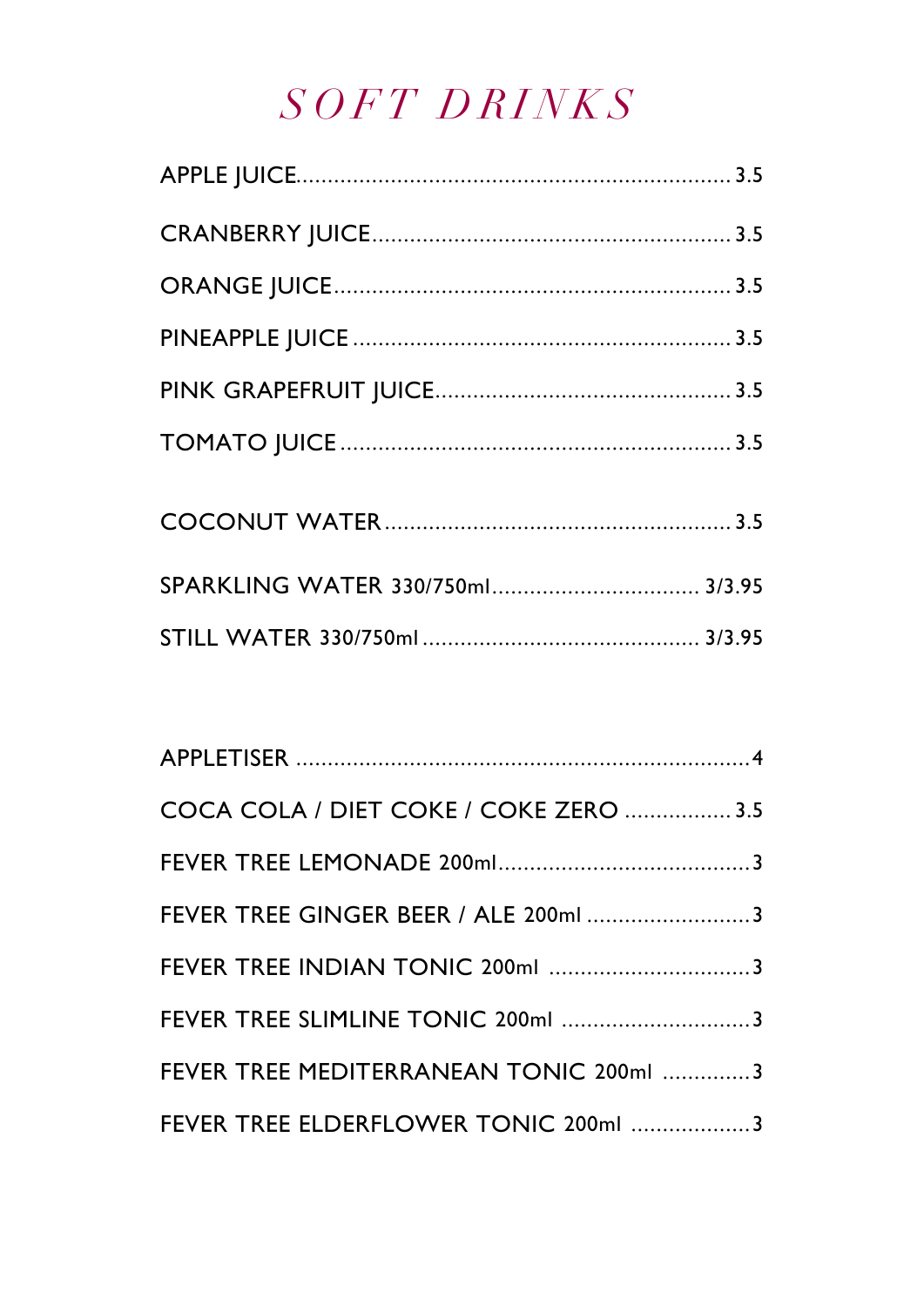# *SOFT DRINKS*

APPLE JUICE.................................................................... 3.5

CRANBERRY JUICE........................................................ 3.5

ORANGE JUICE.............................................................. 3.5

PINEAPPLE JUICE ........................................................... 3.5

PINK GRAPEFRUIT JUICE.............................................. 3.5

TOMATO JUICE ............................................................. 3.5

COCONUT WATER...................................................... 3.5

SPARKLING WATER 330/750ml................................ 3/3.95

STILL WATER 330/750ml ........................................... 3/3.95

APPLETISER .......................................................................4

COCA COLA / DIET COKE / COKE ZERO ................. 3.5

FEVER TREE LEMONADE 200ml........................................3

FEVER TREE GINGER BEER / ALE 200ml .........................3

FEVER TREE INDIAN TONIC 200ml ................................3

FEVER TREE SLIMLINE TONIC 200ml ..............................3

FEVER TREE MEDITERRANEAN TONIC 200ml ..............3

FEVER TREE ELDERFLOWER TONIC 200ml ...................3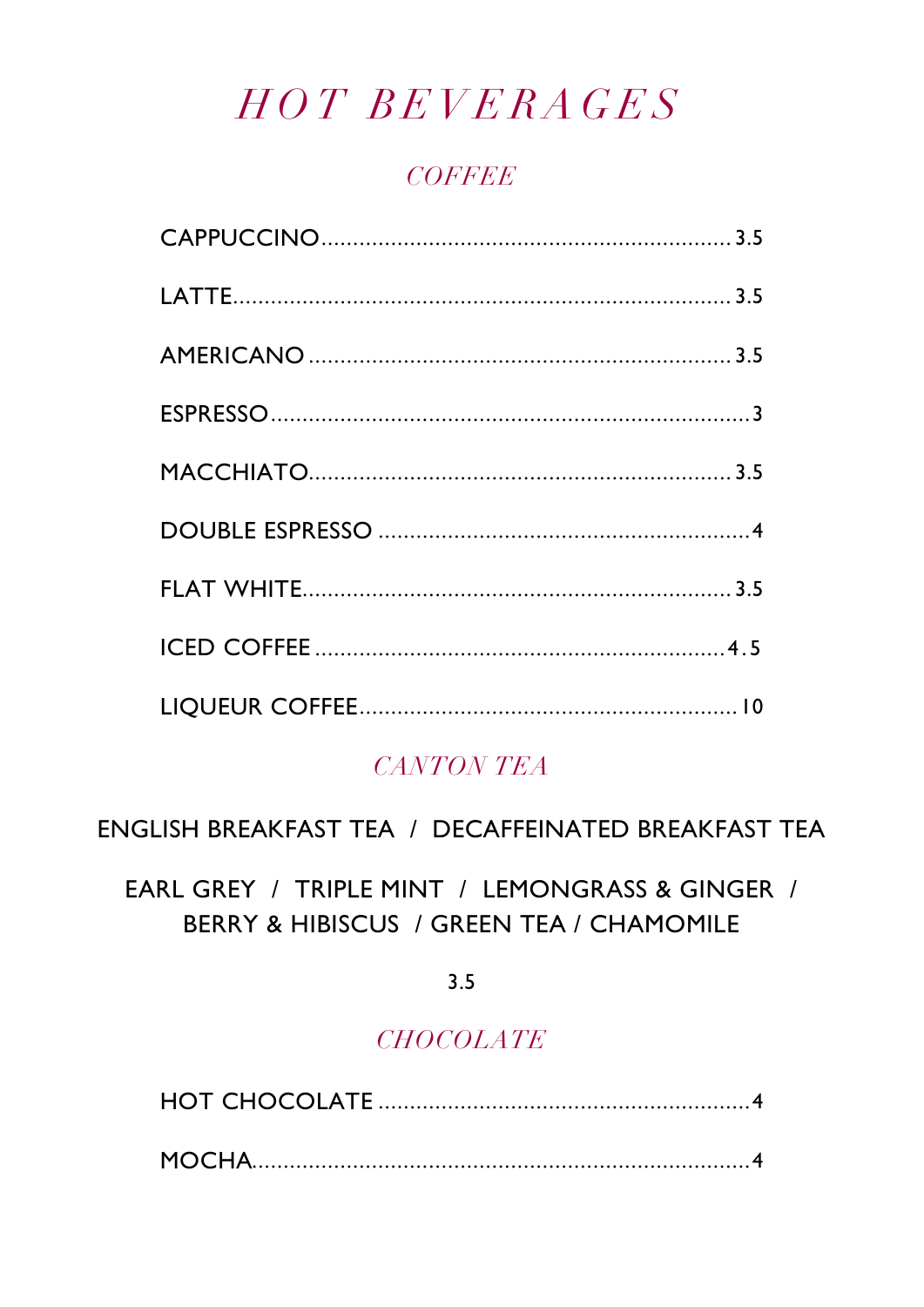# HOT BEVERAGES

## COFFEE

CAPPUCCINO.......................................................................3.5

LATTE...................................................................................3.5

AMERICANO .......................................................................3.5

ESPRESSO..............................................................................3

MACCHIATO.......................................................................3.5

DOUBLE ESPRESSO .............................................................4

FLAT WHITE.......................................................................3.5

ICED COFFEE ...................................................................4.5

LIQUEUR COFFEE..............................................................10

## CANTON TEA

ENGLISH BREAKFAST TEA / DECAFFEINATED BREAKFAST TEA

EARL GREY / TRIPLE MINT / LEMONGRASS & GINGER / BERRY & HIBISCUS / GREEN TEA / CHAMOMILE

3.5

## CHOCOLATE

HOT CHOCOLATE .............................................................4

MOCHA..................................................................................4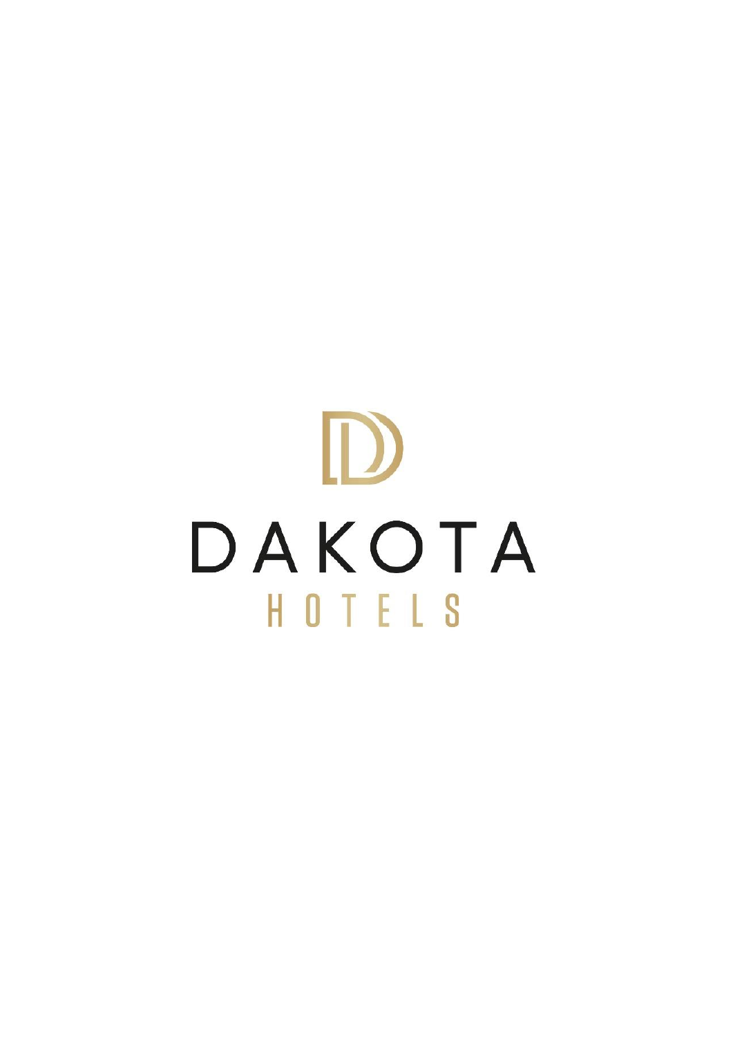DAKOTA

HOTELS